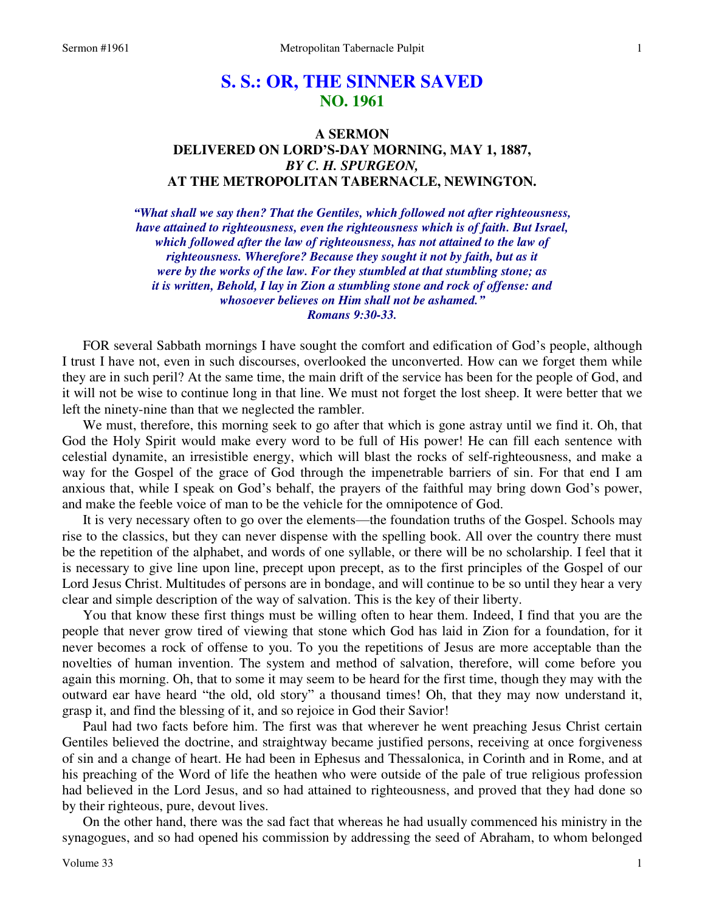# S. S.: OR, THE SINNER SAVED
## NO. 1961

### A SERMON
### DELIVERED ON LORD'S-DAY MORNING, MAY 1, 1887,
### *BY C. H. SPURGEON,*
### AT THE METROPOLITAN TABERNACLE, NEWINGTON.

***"What shall we say then? That the Gentiles, which followed not after righteousness, have attained to righteousness, even the righteousness which is of faith. But Israel, which followed after the law of righteousness, has not attained to the law of righteousness. Wherefore? Because they sought it not by faith, but as it were by the works of the law. For they stumbled at that stumbling stone; as it is written, Behold, I lay in Zion a stumbling stone and rock of offense: and whosoever believes on Him shall not be ashamed." Romans 9:30-33.***

FOR several Sabbath mornings I have sought the comfort and edification of God's people, although I trust I have not, even in such discourses, overlooked the unconverted. How can we forget them while they are in such peril? At the same time, the main drift of the service has been for the people of God, and it will not be wise to continue long in that line. We must not forget the lost sheep. It were better that we left the ninety-nine than that we neglected the rambler.

We must, therefore, this morning seek to go after that which is gone astray until we find it. Oh, that God the Holy Spirit would make every word to be full of His power! He can fill each sentence with celestial dynamite, an irresistible energy, which will blast the rocks of self-righteousness, and make a way for the Gospel of the grace of God through the impenetrable barriers of sin. For that end I am anxious that, while I speak on God's behalf, the prayers of the faithful may bring down God's power, and make the feeble voice of man to be the vehicle for the omnipotence of God.

It is very necessary often to go over the elements—the foundation truths of the Gospel. Schools may rise to the classics, but they can never dispense with the spelling book. All over the country there must be the repetition of the alphabet, and words of one syllable, or there will be no scholarship. I feel that it is necessary to give line upon line, precept upon precept, as to the first principles of the Gospel of our Lord Jesus Christ. Multitudes of persons are in bondage, and will continue to be so until they hear a very clear and simple description of the way of salvation. This is the key of their liberty.

You that know these first things must be willing often to hear them. Indeed, I find that you are the people that never grow tired of viewing that stone which God has laid in Zion for a foundation, for it never becomes a rock of offense to you. To you the repetitions of Jesus are more acceptable than the novelties of human invention. The system and method of salvation, therefore, will come before you again this morning. Oh, that to some it may seem to be heard for the first time, though they may with the outward ear have heard "the old, old story" a thousand times! Oh, that they may now understand it, grasp it, and find the blessing of it, and so rejoice in God their Savior!

Paul had two facts before him. The first was that wherever he went preaching Jesus Christ certain Gentiles believed the doctrine, and straightway became justified persons, receiving at once forgiveness of sin and a change of heart. He had been in Ephesus and Thessalonica, in Corinth and in Rome, and at his preaching of the Word of life the heathen who were outside of the pale of true religious profession had believed in the Lord Jesus, and so had attained to righteousness, and proved that they had done so by their righteous, pure, devout lives.

On the other hand, there was the sad fact that whereas he had usually commenced his ministry in the synagogues, and so had opened his commission by addressing the seed of Abraham, to whom belonged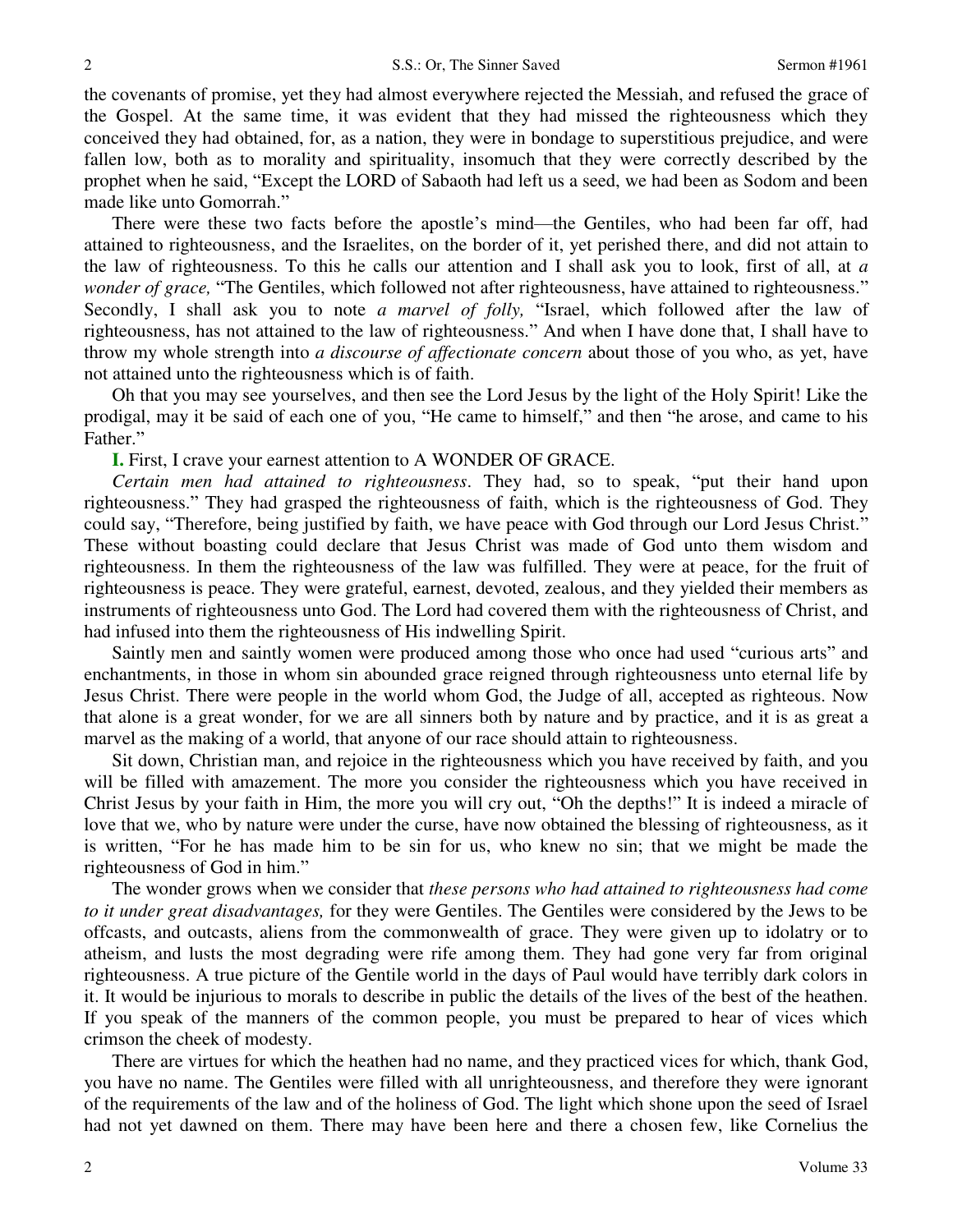the covenants of promise, yet they had almost everywhere rejected the Messiah, and refused the grace of the Gospel. At the same time, it was evident that they had missed the righteousness which they conceived they had obtained, for, as a nation, they were in bondage to superstitious prejudice, and were fallen low, both as to morality and spirituality, insomuch that they were correctly described by the prophet when he said, "Except the LORD of Sabaoth had left us a seed, we had been as Sodom and been made like unto Gomorrah."

There were these two facts before the apostle's mind—the Gentiles, who had been far off, had attained to righteousness, and the Israelites, on the border of it, yet perished there, and did not attain to the law of righteousness. To this he calls our attention and I shall ask you to look, first of all, at *a wonder of grace,* "The Gentiles, which followed not after righteousness, have attained to righteousness." Secondly, I shall ask you to note *a marvel of folly,* "Israel, which followed after the law of righteousness, has not attained to the law of righteousness." And when I have done that, I shall have to throw my whole strength into *a discourse of affectionate concern* about those of you who, as yet, have not attained unto the righteousness which is of faith.

Oh that you may see yourselves, and then see the Lord Jesus by the light of the Holy Spirit! Like the prodigal, may it be said of each one of you, "He came to himself," and then "he arose, and came to his Father."

**I.** First, I crave your earnest attention to A WONDER OF GRACE.

*Certain men had attained to righteousness*. They had, so to speak, "put their hand upon righteousness." They had grasped the righteousness of faith, which is the righteousness of God. They could say, "Therefore, being justified by faith, we have peace with God through our Lord Jesus Christ." These without boasting could declare that Jesus Christ was made of God unto them wisdom and righteousness. In them the righteousness of the law was fulfilled. They were at peace, for the fruit of righteousness is peace. They were grateful, earnest, devoted, zealous, and they yielded their members as instruments of righteousness unto God. The Lord had covered them with the righteousness of Christ, and had infused into them the righteousness of His indwelling Spirit.

Saintly men and saintly women were produced among those who once had used "curious arts" and enchantments, in those in whom sin abounded grace reigned through righteousness unto eternal life by Jesus Christ. There were people in the world whom God, the Judge of all, accepted as righteous. Now that alone is a great wonder, for we are all sinners both by nature and by practice, and it is as great a marvel as the making of a world, that anyone of our race should attain to righteousness.

Sit down, Christian man, and rejoice in the righteousness which you have received by faith, and you will be filled with amazement. The more you consider the righteousness which you have received in Christ Jesus by your faith in Him, the more you will cry out, "Oh the depths!" It is indeed a miracle of love that we, who by nature were under the curse, have now obtained the blessing of righteousness, as it is written, "For he has made him to be sin for us, who knew no sin; that we might be made the righteousness of God in him."

The wonder grows when we consider that *these persons who had attained to righteousness had come to it under great disadvantages,* for they were Gentiles. The Gentiles were considered by the Jews to be offcasts, and outcasts, aliens from the commonwealth of grace. They were given up to idolatry or to atheism, and lusts the most degrading were rife among them. They had gone very far from original righteousness. A true picture of the Gentile world in the days of Paul would have terribly dark colors in it. It would be injurious to morals to describe in public the details of the lives of the best of the heathen. If you speak of the manners of the common people, you must be prepared to hear of vices which crimson the cheek of modesty.

There are virtues for which the heathen had no name, and they practiced vices for which, thank God, you have no name. The Gentiles were filled with all unrighteousness, and therefore they were ignorant of the requirements of the law and of the holiness of God. The light which shone upon the seed of Israel had not yet dawned on them. There may have been here and there a chosen few, like Cornelius the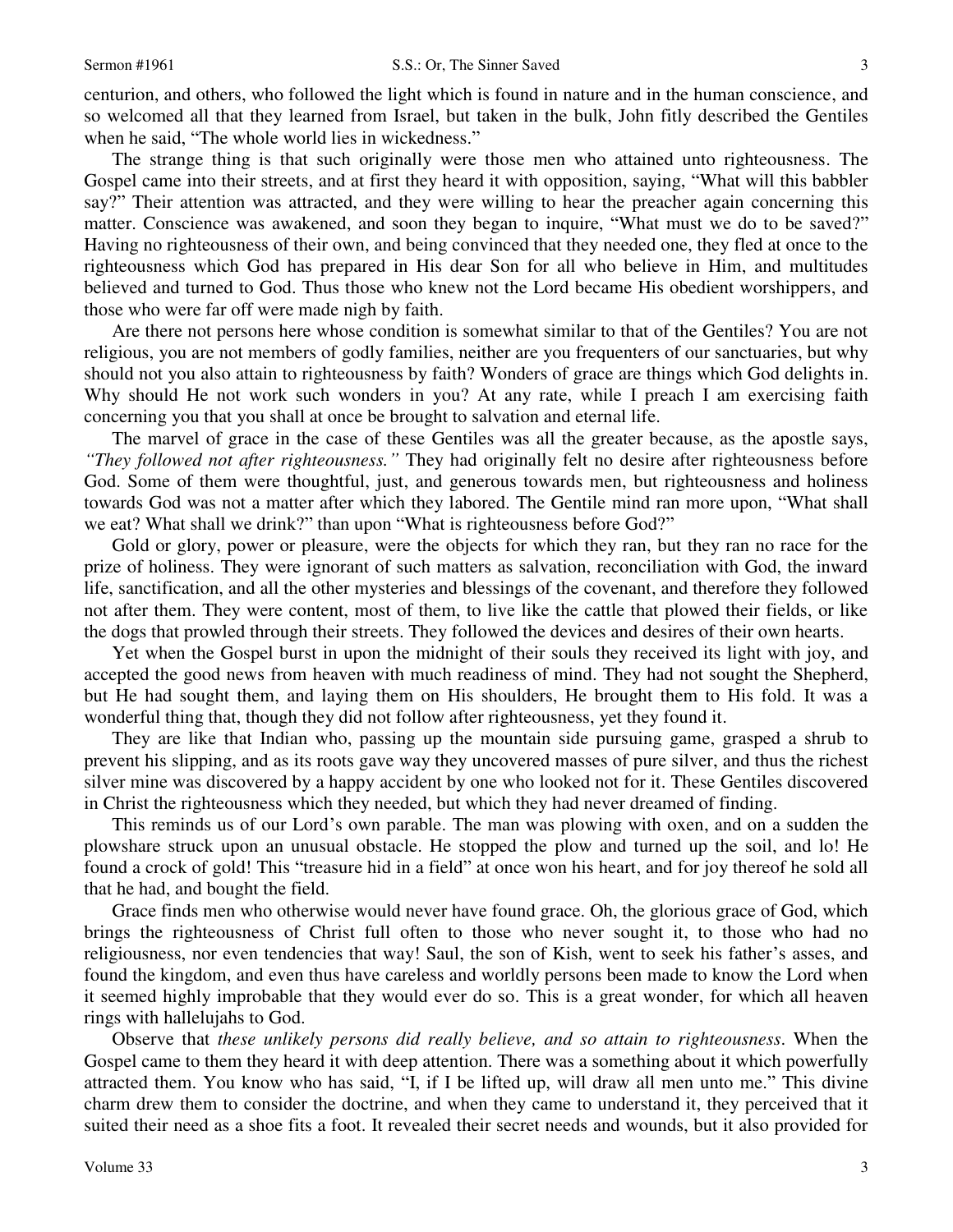centurion, and others, who followed the light which is found in nature and in the human conscience, and so welcomed all that they learned from Israel, but taken in the bulk, John fitly described the Gentiles when he said, "The whole world lies in wickedness."

The strange thing is that such originally were those men who attained unto righteousness. The Gospel came into their streets, and at first they heard it with opposition, saying, "What will this babbler say?" Their attention was attracted, and they were willing to hear the preacher again concerning this matter. Conscience was awakened, and soon they began to inquire, "What must we do to be saved?" Having no righteousness of their own, and being convinced that they needed one, they fled at once to the righteousness which God has prepared in His dear Son for all who believe in Him, and multitudes believed and turned to God. Thus those who knew not the Lord became His obedient worshippers, and those who were far off were made nigh by faith.

Are there not persons here whose condition is somewhat similar to that of the Gentiles? You are not religious, you are not members of godly families, neither are you frequenters of our sanctuaries, but why should not you also attain to righteousness by faith? Wonders of grace are things which God delights in. Why should He not work such wonders in you? At any rate, while I preach I am exercising faith concerning you that you shall at once be brought to salvation and eternal life.

The marvel of grace in the case of these Gentiles was all the greater because, as the apostle says, *"They followed not after righteousness."* They had originally felt no desire after righteousness before God. Some of them were thoughtful, just, and generous towards men, but righteousness and holiness towards God was not a matter after which they labored. The Gentile mind ran more upon, "What shall we eat? What shall we drink?" than upon "What is righteousness before God?"

Gold or glory, power or pleasure, were the objects for which they ran, but they ran no race for the prize of holiness. They were ignorant of such matters as salvation, reconciliation with God, the inward life, sanctification, and all the other mysteries and blessings of the covenant, and therefore they followed not after them. They were content, most of them, to live like the cattle that plowed their fields, or like the dogs that prowled through their streets. They followed the devices and desires of their own hearts.

Yet when the Gospel burst in upon the midnight of their souls they received its light with joy, and accepted the good news from heaven with much readiness of mind. They had not sought the Shepherd, but He had sought them, and laying them on His shoulders, He brought them to His fold. It was a wonderful thing that, though they did not follow after righteousness, yet they found it.

They are like that Indian who, passing up the mountain side pursuing game, grasped a shrub to prevent his slipping, and as its roots gave way they uncovered masses of pure silver, and thus the richest silver mine was discovered by a happy accident by one who looked not for it. These Gentiles discovered in Christ the righteousness which they needed, but which they had never dreamed of finding.

This reminds us of our Lord's own parable. The man was plowing with oxen, and on a sudden the plowshare struck upon an unusual obstacle. He stopped the plow and turned up the soil, and lo! He found a crock of gold! This "treasure hid in a field" at once won his heart, and for joy thereof he sold all that he had, and bought the field.

Grace finds men who otherwise would never have found grace. Oh, the glorious grace of God, which brings the righteousness of Christ full often to those who never sought it, to those who had no religiousness, nor even tendencies that way! Saul, the son of Kish, went to seek his father's asses, and found the kingdom, and even thus have careless and worldly persons been made to know the Lord when it seemed highly improbable that they would ever do so. This is a great wonder, for which all heaven rings with hallelujahs to God.

Observe that *these unlikely persons did really believe, and so attain to righteousness*. When the Gospel came to them they heard it with deep attention. There was a something about it which powerfully attracted them. You know who has said, "I, if I be lifted up, will draw all men unto me." This divine charm drew them to consider the doctrine, and when they came to understand it, they perceived that it suited their need as a shoe fits a foot. It revealed their secret needs and wounds, but it also provided for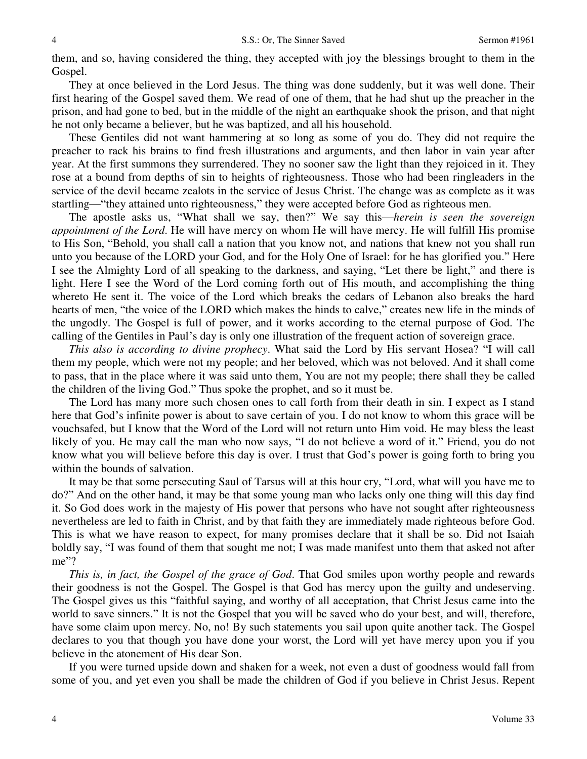them, and so, having considered the thing, they accepted with joy the blessings brought to them in the Gospel.

They at once believed in the Lord Jesus. The thing was done suddenly, but it was well done. Their first hearing of the Gospel saved them. We read of one of them, that he had shut up the preacher in the prison, and had gone to bed, but in the middle of the night an earthquake shook the prison, and that night he not only became a believer, but he was baptized, and all his household.

These Gentiles did not want hammering at so long as some of you do. They did not require the preacher to rack his brains to find fresh illustrations and arguments, and then labor in vain year after year. At the first summons they surrendered. They no sooner saw the light than they rejoiced in it. They rose at a bound from depths of sin to heights of righteousness. Those who had been ringleaders in the service of the devil became zealots in the service of Jesus Christ. The change was as complete as it was startling—"they attained unto righteousness," they were accepted before God as righteous men.

The apostle asks us, "What shall we say, then?" We say this—*herein is seen the sovereign appointment of the Lord*. He will have mercy on whom He will have mercy. He will fulfill His promise to His Son, "Behold, you shall call a nation that you know not, and nations that knew not you shall run unto you because of the LORD your God, and for the Holy One of Israel: for he has glorified you." Here I see the Almighty Lord of all speaking to the darkness, and saying, "Let there be light," and there is light. Here I see the Word of the Lord coming forth out of His mouth, and accomplishing the thing whereto He sent it. The voice of the Lord which breaks the cedars of Lebanon also breaks the hard hearts of men, "the voice of the LORD which makes the hinds to calve," creates new life in the minds of the ungodly. The Gospel is full of power, and it works according to the eternal purpose of God. The calling of the Gentiles in Paul's day is only one illustration of the frequent action of sovereign grace.

*This also is according to divine prophecy*. What said the Lord by His servant Hosea? "I will call them my people, which were not my people; and her beloved, which was not beloved. And it shall come to pass, that in the place where it was said unto them, You are not my people; there shall they be called the children of the living God." Thus spoke the prophet, and so it must be.

The Lord has many more such chosen ones to call forth from their death in sin. I expect as I stand here that God's infinite power is about to save certain of you. I do not know to whom this grace will be vouchsafed, but I know that the Word of the Lord will not return unto Him void. He may bless the least likely of you. He may call the man who now says, "I do not believe a word of it." Friend, you do not know what you will believe before this day is over. I trust that God's power is going forth to bring you within the bounds of salvation.

It may be that some persecuting Saul of Tarsus will at this hour cry, "Lord, what will you have me to do?" And on the other hand, it may be that some young man who lacks only one thing will this day find it. So God does work in the majesty of His power that persons who have not sought after righteousness nevertheless are led to faith in Christ, and by that faith they are immediately made righteous before God. This is what we have reason to expect, for many promises declare that it shall be so. Did not Isaiah boldly say, "I was found of them that sought me not; I was made manifest unto them that asked not after me"?

*This is, in fact, the Gospel of the grace of God*. That God smiles upon worthy people and rewards their goodness is not the Gospel. The Gospel is that God has mercy upon the guilty and undeserving. The Gospel gives us this "faithful saying, and worthy of all acceptation, that Christ Jesus came into the world to save sinners." It is not the Gospel that you will be saved who do your best, and will, therefore, have some claim upon mercy. No, no! By such statements you sail upon quite another tack. The Gospel declares to you that though you have done your worst, the Lord will yet have mercy upon you if you believe in the atonement of His dear Son.

If you were turned upside down and shaken for a week, not even a dust of goodness would fall from some of you, and yet even you shall be made the children of God if you believe in Christ Jesus. Repent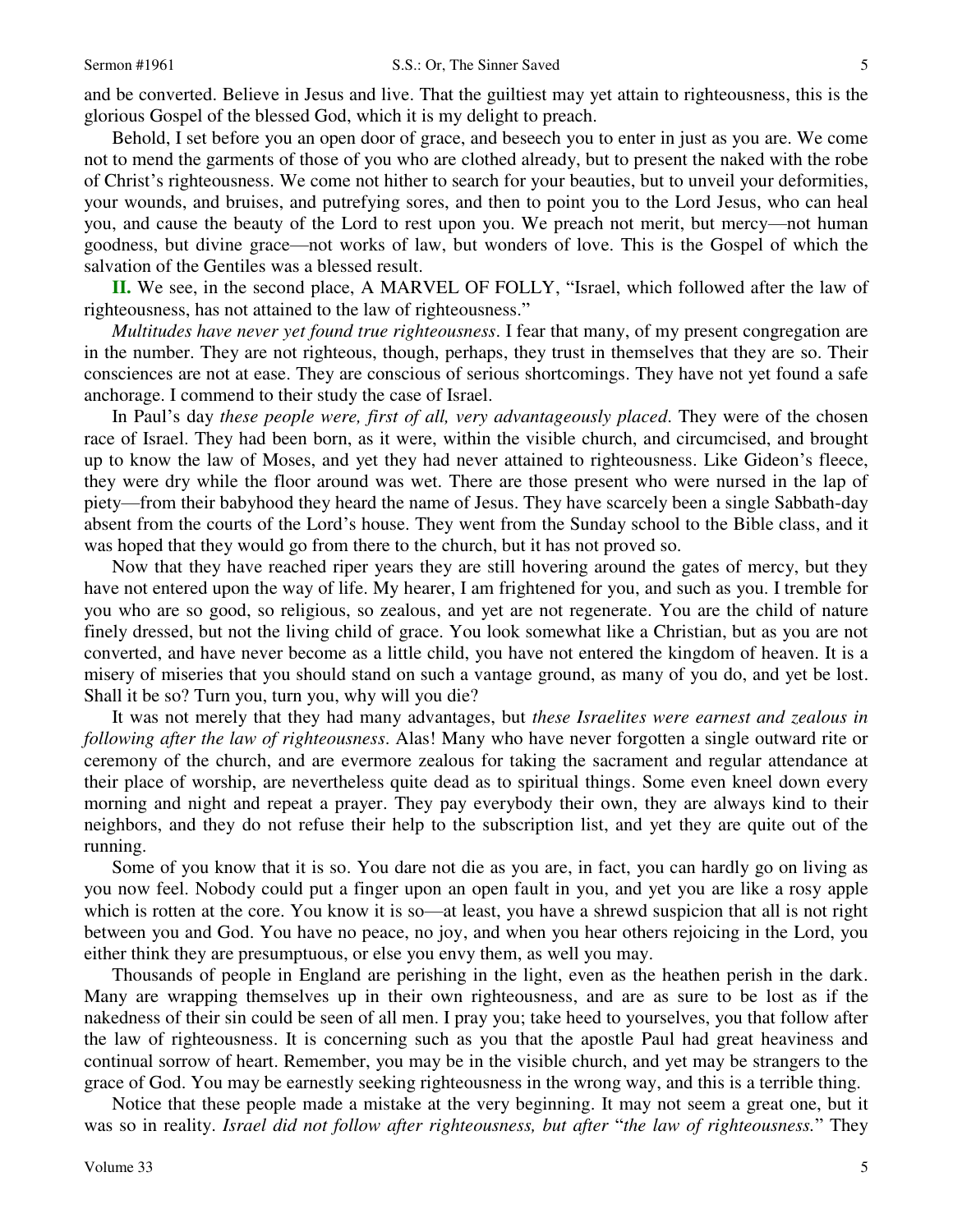and be converted. Believe in Jesus and live. That the guiltiest may yet attain to righteousness, this is the glorious Gospel of the blessed God, which it is my delight to preach.

Behold, I set before you an open door of grace, and beseech you to enter in just as you are. We come not to mend the garments of those of you who are clothed already, but to present the naked with the robe of Christ's righteousness. We come not hither to search for your beauties, but to unveil your deformities, your wounds, and bruises, and putrefying sores, and then to point you to the Lord Jesus, who can heal you, and cause the beauty of the Lord to rest upon you. We preach not merit, but mercy—not human goodness, but divine grace—not works of law, but wonders of love. This is the Gospel of which the salvation of the Gentiles was a blessed result.

**II.** We see, in the second place, A MARVEL OF FOLLY, "Israel, which followed after the law of righteousness, has not attained to the law of righteousness."

*Multitudes have never yet found true righteousness*. I fear that many, of my present congregation are in the number. They are not righteous, though, perhaps, they trust in themselves that they are so. Their consciences are not at ease. They are conscious of serious shortcomings. They have not yet found a safe anchorage. I commend to their study the case of Israel.

In Paul's day *these people were, first of all, very advantageously placed*. They were of the chosen race of Israel. They had been born, as it were, within the visible church, and circumcised, and brought up to know the law of Moses, and yet they had never attained to righteousness. Like Gideon's fleece, they were dry while the floor around was wet. There are those present who were nursed in the lap of piety—from their babyhood they heard the name of Jesus. They have scarcely been a single Sabbath-day absent from the courts of the Lord's house. They went from the Sunday school to the Bible class, and it was hoped that they would go from there to the church, but it has not proved so.

Now that they have reached riper years they are still hovering around the gates of mercy, but they have not entered upon the way of life. My hearer, I am frightened for you, and such as you. I tremble for you who are so good, so religious, so zealous, and yet are not regenerate. You are the child of nature finely dressed, but not the living child of grace. You look somewhat like a Christian, but as you are not converted, and have never become as a little child, you have not entered the kingdom of heaven. It is a misery of miseries that you should stand on such a vantage ground, as many of you do, and yet be lost. Shall it be so? Turn you, turn you, why will you die?

It was not merely that they had many advantages, but *these Israelites were earnest and zealous in following after the law of righteousness*. Alas! Many who have never forgotten a single outward rite or ceremony of the church, and are evermore zealous for taking the sacrament and regular attendance at their place of worship, are nevertheless quite dead as to spiritual things. Some even kneel down every morning and night and repeat a prayer. They pay everybody their own, they are always kind to their neighbors, and they do not refuse their help to the subscription list, and yet they are quite out of the running.

Some of you know that it is so. You dare not die as you are, in fact, you can hardly go on living as you now feel. Nobody could put a finger upon an open fault in you, and yet you are like a rosy apple which is rotten at the core. You know it is so—at least, you have a shrewd suspicion that all is not right between you and God. You have no peace, no joy, and when you hear others rejoicing in the Lord, you either think they are presumptuous, or else you envy them, as well you may.

Thousands of people in England are perishing in the light, even as the heathen perish in the dark. Many are wrapping themselves up in their own righteousness, and are as sure to be lost as if the nakedness of their sin could be seen of all men. I pray you; take heed to yourselves, you that follow after the law of righteousness. It is concerning such as you that the apostle Paul had great heaviness and continual sorrow of heart. Remember, you may be in the visible church, and yet may be strangers to the grace of God. You may be earnestly seeking righteousness in the wrong way, and this is a terrible thing.

Notice that these people made a mistake at the very beginning. It may not seem a great one, but it was so in reality. *Israel did not follow after righteousness, but after* "*the law of righteousness.*" They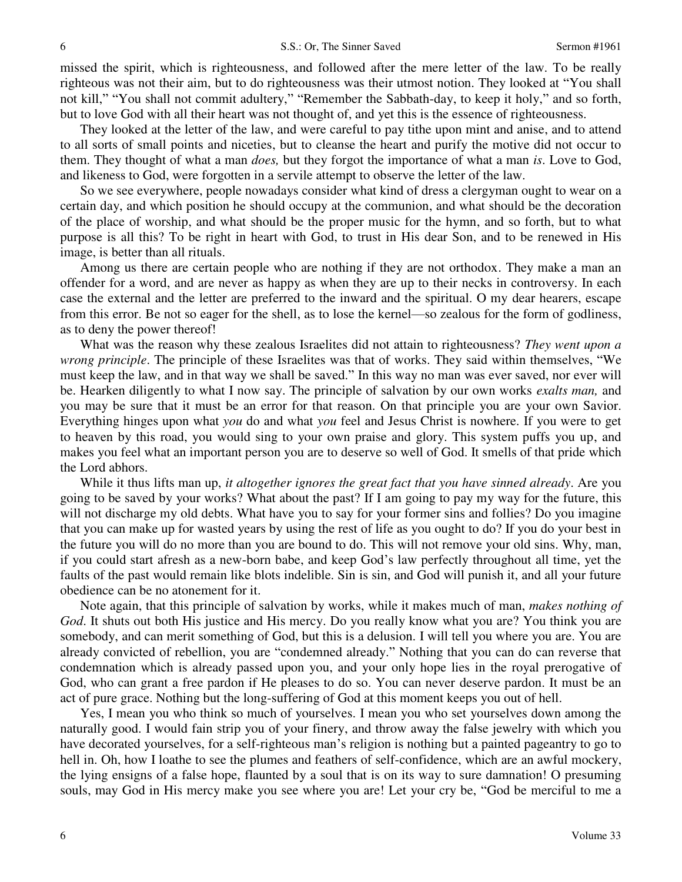missed the spirit, which is righteousness, and followed after the mere letter of the law. To be really righteous was not their aim, but to do righteousness was their utmost notion. They looked at "You shall not kill," "You shall not commit adultery," "Remember the Sabbath-day, to keep it holy," and so forth, but to love God with all their heart was not thought of, and yet this is the essence of righteousness.

They looked at the letter of the law, and were careful to pay tithe upon mint and anise, and to attend to all sorts of small points and niceties, but to cleanse the heart and purify the motive did not occur to them. They thought of what a man *does,* but they forgot the importance of what a man *is*. Love to God, and likeness to God, were forgotten in a servile attempt to observe the letter of the law.

So we see everywhere, people nowadays consider what kind of dress a clergyman ought to wear on a certain day, and which position he should occupy at the communion, and what should be the decoration of the place of worship, and what should be the proper music for the hymn, and so forth, but to what purpose is all this? To be right in heart with God, to trust in His dear Son, and to be renewed in His image, is better than all rituals.

Among us there are certain people who are nothing if they are not orthodox. They make a man an offender for a word, and are never as happy as when they are up to their necks in controversy. In each case the external and the letter are preferred to the inward and the spiritual. O my dear hearers, escape from this error. Be not so eager for the shell, as to lose the kernel—so zealous for the form of godliness, as to deny the power thereof!

What was the reason why these zealous Israelites did not attain to righteousness? *They went upon a wrong principle*. The principle of these Israelites was that of works. They said within themselves, "We must keep the law, and in that way we shall be saved." In this way no man was ever saved, nor ever will be. Hearken diligently to what I now say. The principle of salvation by our own works *exalts man,* and you may be sure that it must be an error for that reason. On that principle you are your own Savior. Everything hinges upon what *you* do and what *you* feel and Jesus Christ is nowhere. If you were to get to heaven by this road, you would sing to your own praise and glory. This system puffs you up, and makes you feel what an important person you are to deserve so well of God. It smells of that pride which the Lord abhors.

While it thus lifts man up, *it altogether ignores the great fact that you have sinned already*. Are you going to be saved by your works? What about the past? If I am going to pay my way for the future, this will not discharge my old debts. What have you to say for your former sins and follies? Do you imagine that you can make up for wasted years by using the rest of life as you ought to do? If you do your best in the future you will do no more than you are bound to do. This will not remove your old sins. Why, man, if you could start afresh as a new-born babe, and keep God's law perfectly throughout all time, yet the faults of the past would remain like blots indelible. Sin is sin, and God will punish it, and all your future obedience can be no atonement for it.

Note again, that this principle of salvation by works, while it makes much of man, *makes nothing of God*. It shuts out both His justice and His mercy. Do you really know what you are? You think you are somebody, and can merit something of God, but this is a delusion. I will tell you where you are. You are already convicted of rebellion, you are "condemned already." Nothing that you can do can reverse that condemnation which is already passed upon you, and your only hope lies in the royal prerogative of God, who can grant a free pardon if He pleases to do so. You can never deserve pardon. It must be an act of pure grace. Nothing but the long-suffering of God at this moment keeps you out of hell.

Yes, I mean you who think so much of yourselves. I mean you who set yourselves down among the naturally good. I would fain strip you of your finery, and throw away the false jewelry with which you have decorated yourselves, for a self-righteous man's religion is nothing but a painted pageantry to go to hell in. Oh, how I loathe to see the plumes and feathers of self-confidence, which are an awful mockery, the lying ensigns of a false hope, flaunted by a soul that is on its way to sure damnation! O presuming souls, may God in His mercy make you see where you are! Let your cry be, "God be merciful to me a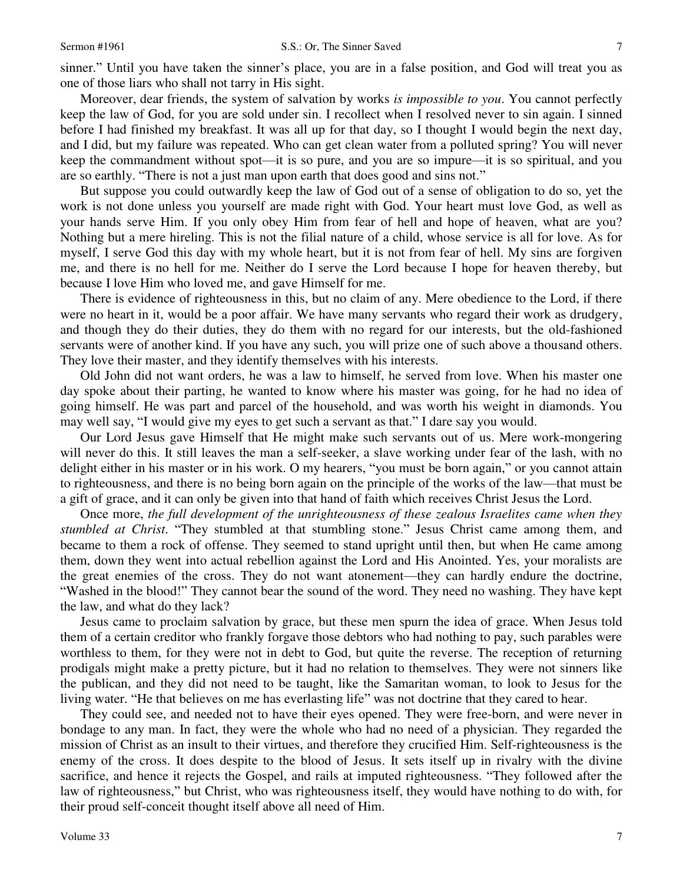sinner." Until you have taken the sinner's place, you are in a false position, and God will treat you as one of those liars who shall not tarry in His sight.

Moreover, dear friends, the system of salvation by works *is impossible to you*. You cannot perfectly keep the law of God, for you are sold under sin. I recollect when I resolved never to sin again. I sinned before I had finished my breakfast. It was all up for that day, so I thought I would begin the next day, and I did, but my failure was repeated. Who can get clean water from a polluted spring? You will never keep the commandment without spot—it is so pure, and you are so impure—it is so spiritual, and you are so earthly. "There is not a just man upon earth that does good and sins not."

But suppose you could outwardly keep the law of God out of a sense of obligation to do so, yet the work is not done unless you yourself are made right with God. Your heart must love God, as well as your hands serve Him. If you only obey Him from fear of hell and hope of heaven, what are you? Nothing but a mere hireling. This is not the filial nature of a child, whose service is all for love. As for myself, I serve God this day with my whole heart, but it is not from fear of hell. My sins are forgiven me, and there is no hell for me. Neither do I serve the Lord because I hope for heaven thereby, but because I love Him who loved me, and gave Himself for me.

There is evidence of righteousness in this, but no claim of any. Mere obedience to the Lord, if there were no heart in it, would be a poor affair. We have many servants who regard their work as drudgery, and though they do their duties, they do them with no regard for our interests, but the old-fashioned servants were of another kind. If you have any such, you will prize one of such above a thousand others. They love their master, and they identify themselves with his interests.

Old John did not want orders, he was a law to himself, he served from love. When his master one day spoke about their parting, he wanted to know where his master was going, for he had no idea of going himself. He was part and parcel of the household, and was worth his weight in diamonds. You may well say, "I would give my eyes to get such a servant as that." I dare say you would.

Our Lord Jesus gave Himself that He might make such servants out of us. Mere work-mongering will never do this. It still leaves the man a self-seeker, a slave working under fear of the lash, with no delight either in his master or in his work. O my hearers, "you must be born again," or you cannot attain to righteousness, and there is no being born again on the principle of the works of the law—that must be a gift of grace, and it can only be given into that hand of faith which receives Christ Jesus the Lord.

Once more, *the full development of the unrighteousness of these zealous Israelites came when they stumbled at Christ*. "They stumbled at that stumbling stone." Jesus Christ came among them, and became to them a rock of offense. They seemed to stand upright until then, but when He came among them, down they went into actual rebellion against the Lord and His Anointed. Yes, your moralists are the great enemies of the cross. They do not want atonement—they can hardly endure the doctrine, "Washed in the blood!" They cannot bear the sound of the word. They need no washing. They have kept the law, and what do they lack?

Jesus came to proclaim salvation by grace, but these men spurn the idea of grace. When Jesus told them of a certain creditor who frankly forgave those debtors who had nothing to pay, such parables were worthless to them, for they were not in debt to God, but quite the reverse. The reception of returning prodigals might make a pretty picture, but it had no relation to themselves. They were not sinners like the publican, and they did not need to be taught, like the Samaritan woman, to look to Jesus for the living water. "He that believes on me has everlasting life" was not doctrine that they cared to hear.

They could see, and needed not to have their eyes opened. They were free-born, and were never in bondage to any man. In fact, they were the whole who had no need of a physician. They regarded the mission of Christ as an insult to their virtues, and therefore they crucified Him. Self-righteousness is the enemy of the cross. It does despite to the blood of Jesus. It sets itself up in rivalry with the divine sacrifice, and hence it rejects the Gospel, and rails at imputed righteousness. "They followed after the law of righteousness," but Christ, who was righteousness itself, they would have nothing to do with, for their proud self-conceit thought itself above all need of Him.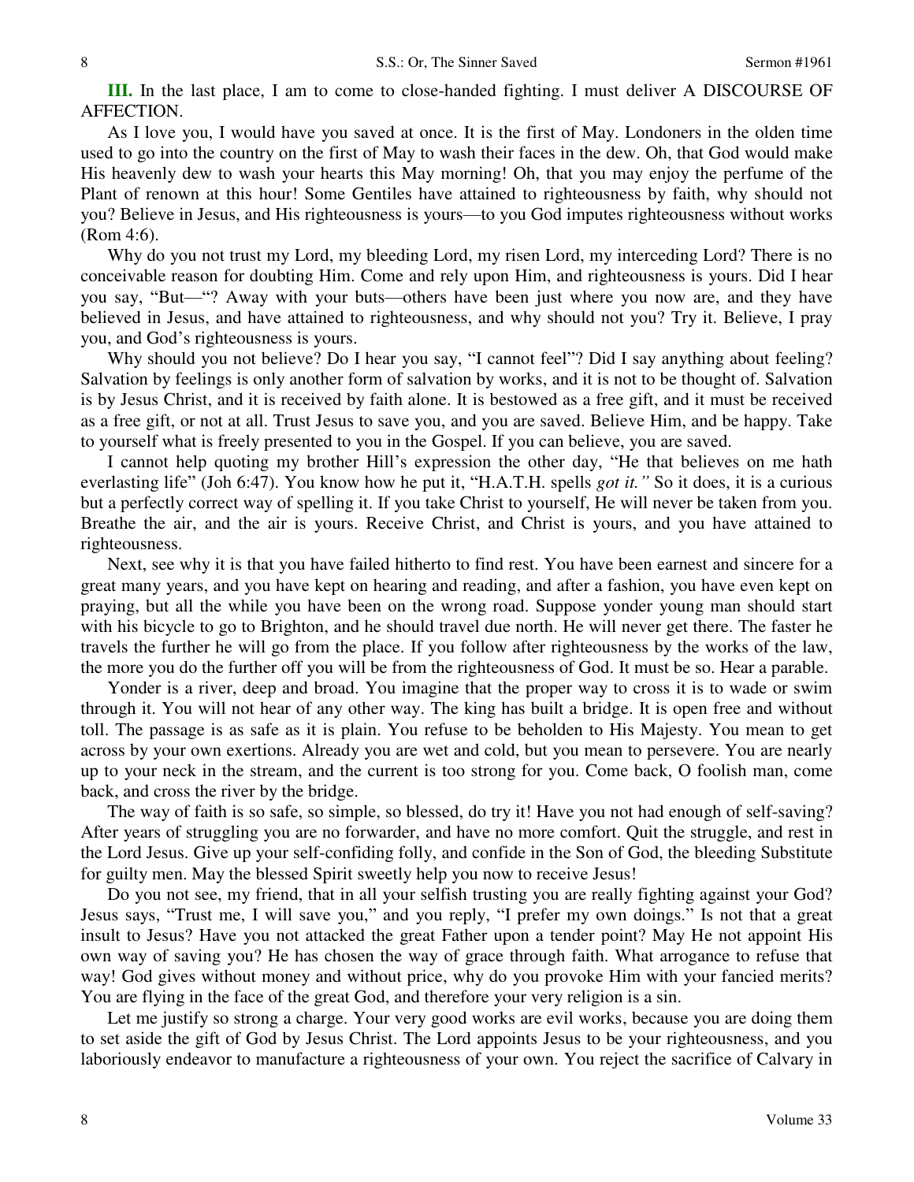**III.** In the last place, I am to come to close-handed fighting. I must deliver A DISCOURSE OF AFFECTION.

As I love you, I would have you saved at once. It is the first of May. Londoners in the olden time used to go into the country on the first of May to wash their faces in the dew. Oh, that God would make His heavenly dew to wash your hearts this May morning! Oh, that you may enjoy the perfume of the Plant of renown at this hour! Some Gentiles have attained to righteousness by faith, why should not you? Believe in Jesus, and His righteousness is yours—to you God imputes righteousness without works (Rom 4:6).

Why do you not trust my Lord, my bleeding Lord, my risen Lord, my interceding Lord? There is no conceivable reason for doubting Him. Come and rely upon Him, and righteousness is yours. Did I hear you say, "But—"? Away with your buts—others have been just where you now are, and they have believed in Jesus, and have attained to righteousness, and why should not you? Try it. Believe, I pray you, and God's righteousness is yours.

Why should you not believe? Do I hear you say, "I cannot feel"? Did I say anything about feeling? Salvation by feelings is only another form of salvation by works, and it is not to be thought of. Salvation is by Jesus Christ, and it is received by faith alone. It is bestowed as a free gift, and it must be received as a free gift, or not at all. Trust Jesus to save you, and you are saved. Believe Him, and be happy. Take to yourself what is freely presented to you in the Gospel. If you can believe, you are saved.

I cannot help quoting my brother Hill's expression the other day, "He that believes on me hath everlasting life" (Joh 6:47). You know how he put it, "H.A.T.H. spells *got it."* So it does, it is a curious but a perfectly correct way of spelling it. If you take Christ to yourself, He will never be taken from you. Breathe the air, and the air is yours. Receive Christ, and Christ is yours, and you have attained to righteousness.

Next, see why it is that you have failed hitherto to find rest. You have been earnest and sincere for a great many years, and you have kept on hearing and reading, and after a fashion, you have even kept on praying, but all the while you have been on the wrong road. Suppose yonder young man should start with his bicycle to go to Brighton, and he should travel due north. He will never get there. The faster he travels the further he will go from the place. If you follow after righteousness by the works of the law, the more you do the further off you will be from the righteousness of God. It must be so. Hear a parable.

Yonder is a river, deep and broad. You imagine that the proper way to cross it is to wade or swim through it. You will not hear of any other way. The king has built a bridge. It is open free and without toll. The passage is as safe as it is plain. You refuse to be beholden to His Majesty. You mean to get across by your own exertions. Already you are wet and cold, but you mean to persevere. You are nearly up to your neck in the stream, and the current is too strong for you. Come back, O foolish man, come back, and cross the river by the bridge.

The way of faith is so safe, so simple, so blessed, do try it! Have you not had enough of self-saving? After years of struggling you are no forwarder, and have no more comfort. Quit the struggle, and rest in the Lord Jesus. Give up your self-confiding folly, and confide in the Son of God, the bleeding Substitute for guilty men. May the blessed Spirit sweetly help you now to receive Jesus!

Do you not see, my friend, that in all your selfish trusting you are really fighting against your God? Jesus says, "Trust me, I will save you," and you reply, "I prefer my own doings." Is not that a great insult to Jesus? Have you not attacked the great Father upon a tender point? May He not appoint His own way of saving you? He has chosen the way of grace through faith. What arrogance to refuse that way! God gives without money and without price, why do you provoke Him with your fancied merits? You are flying in the face of the great God, and therefore your very religion is a sin.

Let me justify so strong a charge. Your very good works are evil works, because you are doing them to set aside the gift of God by Jesus Christ. The Lord appoints Jesus to be your righteousness, and you laboriously endeavor to manufacture a righteousness of your own. You reject the sacrifice of Calvary in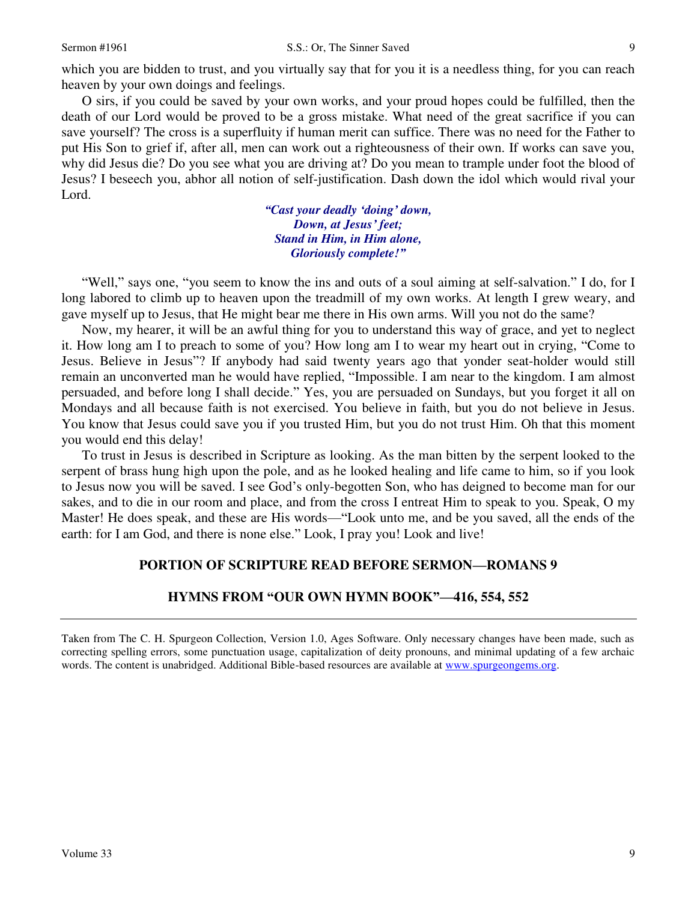which you are bidden to trust, and you virtually say that for you it is a needless thing, for you can reach heaven by your own doings and feelings.

O sirs, if you could be saved by your own works, and your proud hopes could be fulfilled, then the death of our Lord would be proved to be a gross mistake. What need of the great sacrifice if you can save yourself? The cross is a superfluity if human merit can suffice. There was no need for the Father to put His Son to grief if, after all, men can work out a righteousness of their own. If works can save you, why did Jesus die? Do you see what you are driving at? Do you mean to trample under foot the blood of Jesus? I beseech you, abhor all notion of self-justification. Dash down the idol which would rival your Lord.

> ***"Cast your deadly 'doing' down,***
> ***Down, at Jesus' feet;***
> ***Stand in Him, in Him alone,***
> ***Gloriously complete!"***

"Well," says one, "you seem to know the ins and outs of a soul aiming at self-salvation." I do, for I long labored to climb up to heaven upon the treadmill of my own works. At length I grew weary, and gave myself up to Jesus, that He might bear me there in His own arms. Will you not do the same?

Now, my hearer, it will be an awful thing for you to understand this way of grace, and yet to neglect it. How long am I to preach to some of you? How long am I to wear my heart out in crying, "Come to Jesus. Believe in Jesus"? If anybody had said twenty years ago that yonder seat-holder would still remain an unconverted man he would have replied, "Impossible. I am near to the kingdom. I am almost persuaded, and before long I shall decide." Yes, you are persuaded on Sundays, but you forget it all on Mondays and all because faith is not exercised. You believe in faith, but you do not believe in Jesus. You know that Jesus could save you if you trusted Him, but you do not trust Him. Oh that this moment you would end this delay!

To trust in Jesus is described in Scripture as looking. As the man bitten by the serpent looked to the serpent of brass hung high upon the pole, and as he looked healing and life came to him, so if you look to Jesus now you will be saved. I see God's only-begotten Son, who has deigned to become man for our sakes, and to die in our room and place, and from the cross I entreat Him to speak to you. Speak, O my Master! He does speak, and these are His words—"Look unto me, and be you saved, all the ends of the earth: for I am God, and there is none else." Look, I pray you! Look and live!

**PORTION OF SCRIPTURE READ BEFORE SERMON—ROMANS 9**

**HYMNS FROM "OUR OWN HYMN BOOK"—416, 554, 552**

---

Taken from The C. H. Spurgeon Collection, Version 1.0, Ages Software. Only necessary changes have been made, such as correcting spelling errors, some punctuation usage, capitalization of deity pronouns, and minimal updating of a few archaic words. The content is unabridged. Additional Bible-based resources are available at www.spurgeongems.org.